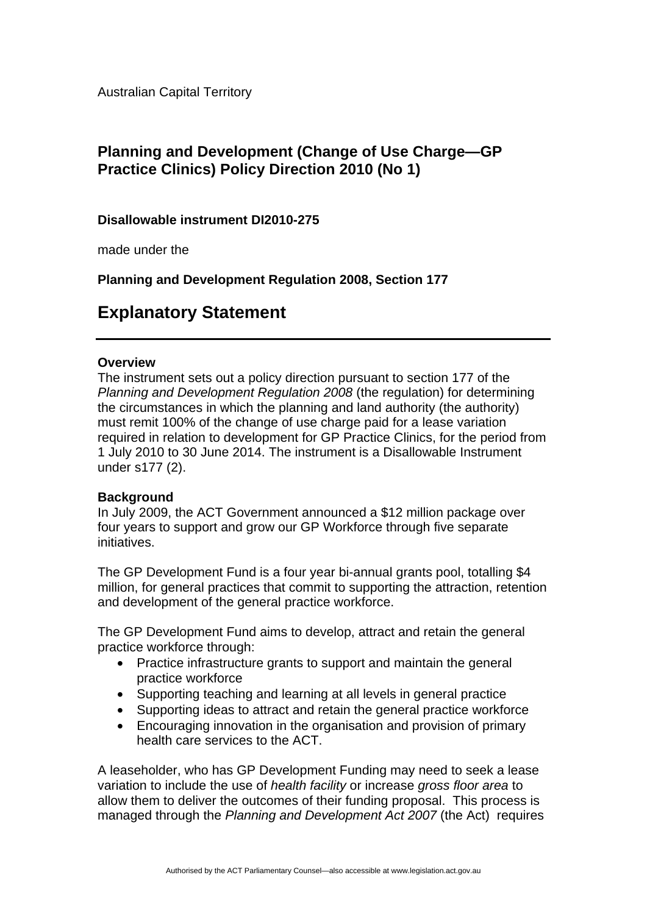Australian Capital Territory

# Planning and Development (Change of Use Charge—GP Practice Clinics) Policy Direction 2010 (No 1)

**Disallowable instrument DI2010-275**

made under the

**Planning and Development Regulation 2008, Section 177**

# Explanatory Statement

**Overview**

The instrument sets out a policy direction pursuant to section 177 of the *Planning and Development Regulation 2008* (the regulation) for determining the circumstances in which the planning and land authority (the authority) must remit 100% of the change of use charge paid for a lease variation required in relation to development for GP Practice Clinics, for the period from 1 July 2010 to 30 June 2014. The instrument is a Disallowable Instrument under s177 (2).

**Background**

In July 2009, the ACT Government announced a $12 million package over four years to support and grow our GP Workforce through five separate initiatives.

The GP Development Fund is a four year bi-annual grants pool, totalling $4 million, for general practices that commit to supporting the attraction, retention and development of the general practice workforce.

The GP Development Fund aims to develop, attract and retain the general practice workforce through:

- Practice infrastructure grants to support and maintain the general practice workforce
- Supporting teaching and learning at all levels in general practice
- Supporting ideas to attract and retain the general practice workforce
- Encouraging innovation in the organisation and provision of primary health care services to the ACT.

A leaseholder, who has GP Development Funding may need to seek a lease variation to include the use of *health facility* or increase *gross floor area* to allow them to deliver the outcomes of their funding proposal. This process is managed through the *Planning and Development Act 2007* (the Act) requires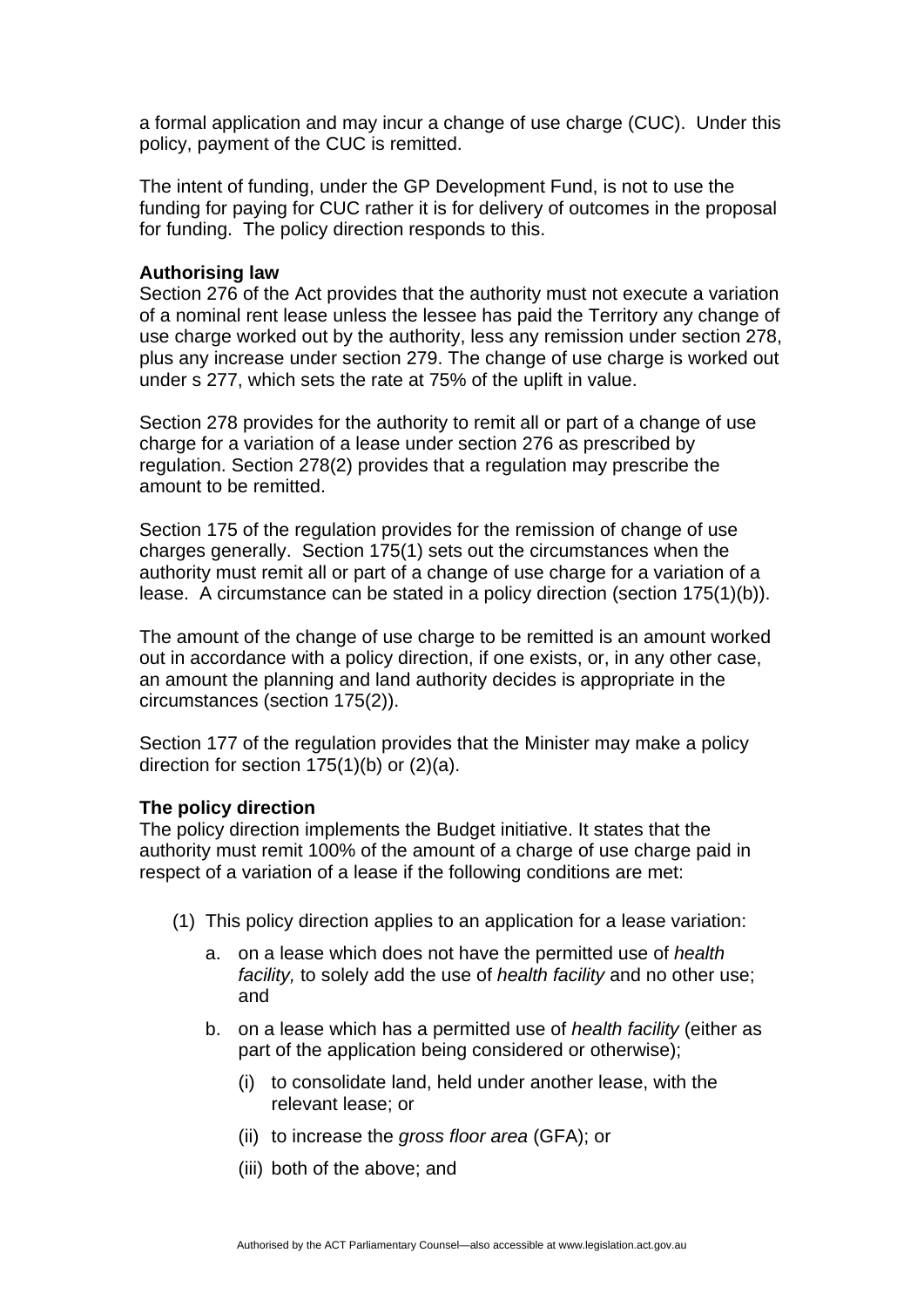a formal application and may incur a change of use charge (CUC). Under this policy, payment of the CUC is remitted.

The intent of funding, under the GP Development Fund, is not to use the funding for paying for CUC rather it is for delivery of outcomes in the proposal for funding. The policy direction responds to this.

**Authorising law**
Section 276 of the Act provides that the authority must not execute a variation of a nominal rent lease unless the lessee has paid the Territory any change of use charge worked out by the authority, less any remission under section 278, plus any increase under section 279. The change of use charge is worked out under s 277, which sets the rate at 75% of the uplift in value.

Section 278 provides for the authority to remit all or part of a change of use charge for a variation of a lease under section 276 as prescribed by regulation. Section 278(2) provides that a regulation may prescribe the amount to be remitted.

Section 175 of the regulation provides for the remission of change of use charges generally. Section 175(1) sets out the circumstances when the authority must remit all or part of a change of use charge for a variation of a lease. A circumstance can be stated in a policy direction (section 175(1)(b)).

The amount of the change of use charge to be remitted is an amount worked out in accordance with a policy direction, if one exists, or, in any other case, an amount the planning and land authority decides is appropriate in the circumstances (section 175(2)).

Section 177 of the regulation provides that the Minister may make a policy direction for section 175(1)(b) or (2)(a).

**The policy direction**
The policy direction implements the Budget initiative. It states that the authority must remit 100% of the amount of a charge of use charge paid in respect of a variation of a lease if the following conditions are met:

(1) This policy direction applies to an application for a lease variation:

   a. on a lease which does not have the permitted use of *health facility,* to solely add the use of *health facility* and no other use; and

   b. on a lease which has a permitted use of *health facility* (either as part of the application being considered or otherwise);

      (i) to consolidate land, held under another lease, with the relevant lease; or

      (ii) to increase the *gross floor area* (GFA); or

      (iii) both of the above; and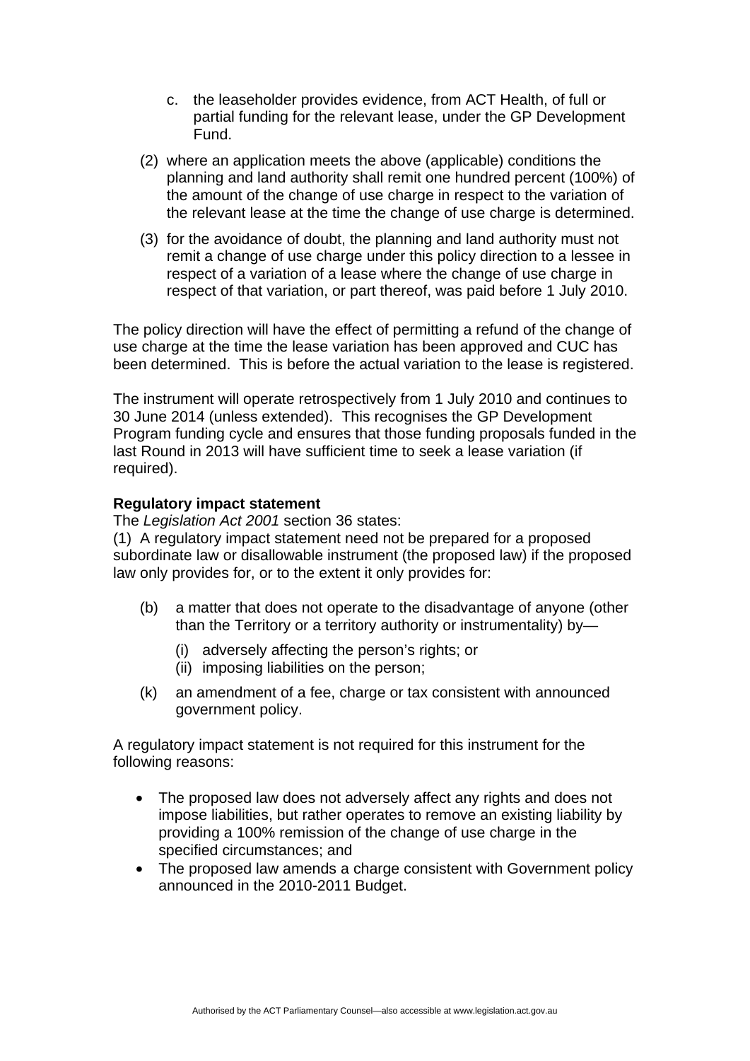c. the leaseholder provides evidence, from ACT Health, of full or partial funding for the relevant lease, under the GP Development Fund.

(2) where an application meets the above (applicable) conditions the planning and land authority shall remit one hundred percent (100%) of the amount of the change of use charge in respect to the variation of the relevant lease at the time the change of use charge is determined.

(3) for the avoidance of doubt, the planning and land authority must not remit a change of use charge under this policy direction to a lessee in respect of a variation of a lease where the change of use charge in respect of that variation, or part thereof, was paid before 1 July 2010.

The policy direction will have the effect of permitting a refund of the change of use charge at the time the lease variation has been approved and CUC has been determined. This is before the actual variation to the lease is registered.

The instrument will operate retrospectively from 1 July 2010 and continues to 30 June 2014 (unless extended). This recognises the GP Development Program funding cycle and ensures that those funding proposals funded in the last Round in 2013 will have sufficient time to seek a lease variation (if required).

**Regulatory impact statement**

The *Legislation Act 2001* section 36 states:

(1) A regulatory impact statement need not be prepared for a proposed subordinate law or disallowable instrument (the proposed law) if the proposed law only provides for, or to the extent it only provides for:

(b) a matter that does not operate to the disadvantage of anyone (other than the Territory or a territory authority or instrumentality) by—

(i) adversely affecting the person's rights; or

(ii) imposing liabilities on the person;

(k) an amendment of a fee, charge or tax consistent with announced government policy.

A regulatory impact statement is not required for this instrument for the following reasons:

- The proposed law does not adversely affect any rights and does not impose liabilities, but rather operates to remove an existing liability by providing a 100% remission of the change of use charge in the specified circumstances; and
- The proposed law amends a charge consistent with Government policy announced in the 2010-2011 Budget.